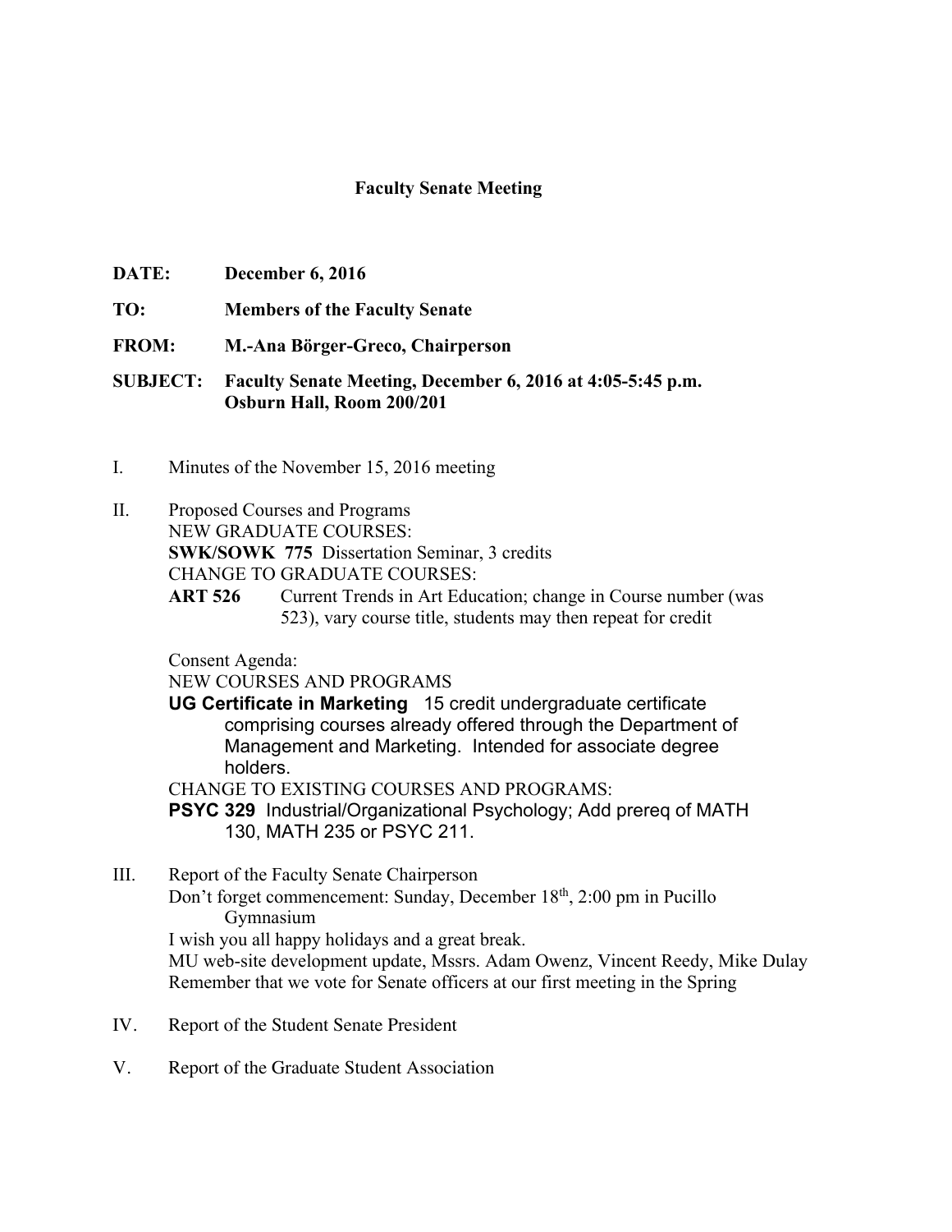# Faculty Senate Meeting

**DATE:** **December 6, 2016**

**TO:** **Members of the Faculty Senate**

**FROM:** **M.-Ana Börger-Greco, Chairperson**

**SUBJECT:** **Faculty Senate Meeting, December 6, 2016 at 4:05-5:45 p.m.**
**Osburn Hall, Room 200/201**

I. Minutes of the November 15, 2016 meeting

II. Proposed Courses and Programs

NEW GRADUATE COURSES:

**SWK/SOWK 775** Dissertation Seminar, 3 credits

CHANGE TO GRADUATE COURSES:

**ART 526** Current Trends in Art Education; change in Course number (was 523), vary course title, students may then repeat for credit

Consent Agenda:

NEW COURSES AND PROGRAMS

**UG Certificate in Marketing** 15 credit undergraduate certificate comprising courses already offered through the Department of Management and Marketing. Intended for associate degree holders.

CHANGE TO EXISTING COURSES AND PROGRAMS:

**PSYC 329** Industrial/Organizational Psychology; Add prereq of MATH 130, MATH 235 or PSYC 211.

III. Report of the Faculty Senate Chairperson

Don't forget commencement: Sunday, December 18th, 2:00 pm in Pucillo Gymnasium

I wish you all happy holidays and a great break.

MU web-site development update, Mssrs. Adam Owenz, Vincent Reedy, Mike Dulay

Remember that we vote for Senate officers at our first meeting in the Spring

IV. Report of the Student Senate President

V. Report of the Graduate Student Association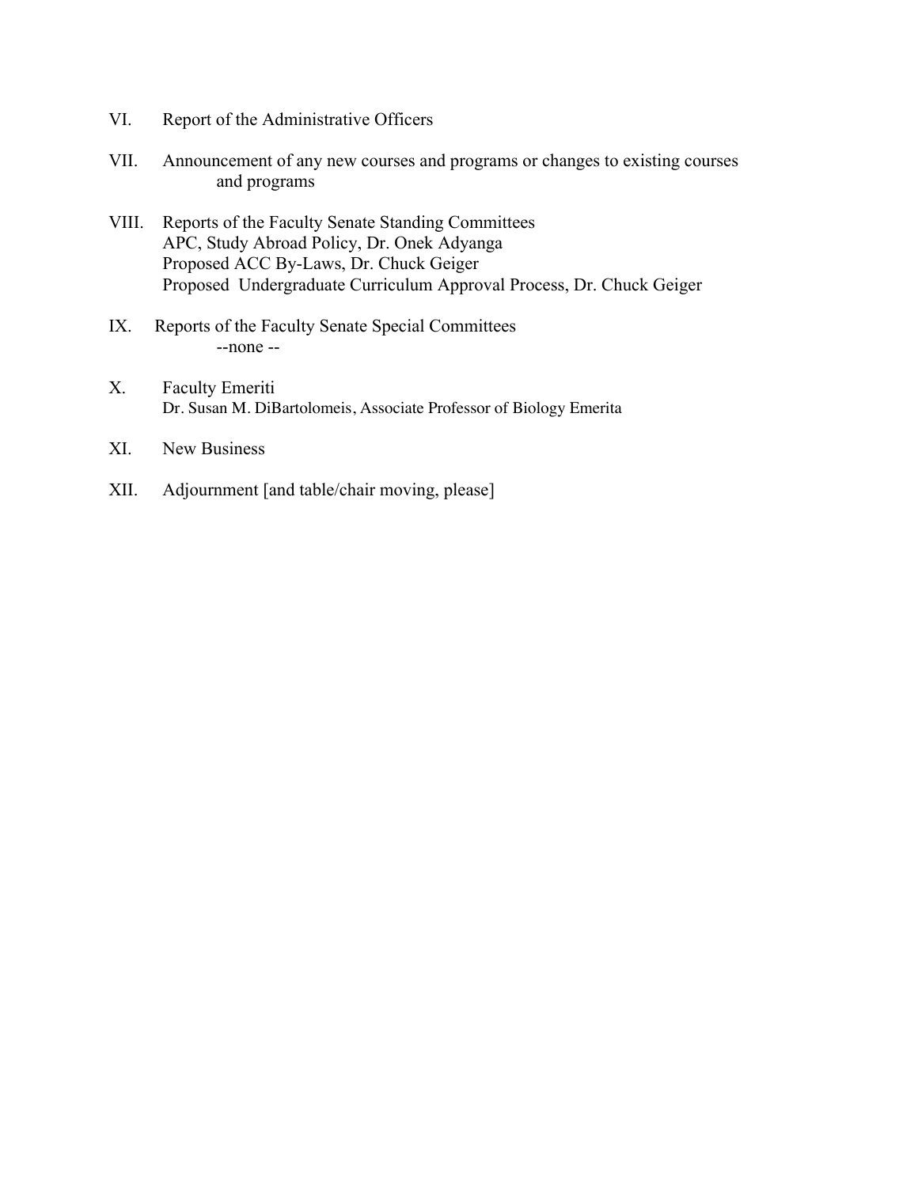VI. Report of the Administrative Officers

VII. Announcement of any new courses and programs or changes to existing courses and programs

VIII. Reports of the Faculty Senate Standing Committees
APC, Study Abroad Policy, Dr. Onek Adyanga
Proposed ACC By-Laws, Dr. Chuck Geiger
Proposed Undergraduate Curriculum Approval Process, Dr. Chuck Geiger

IX. Reports of the Faculty Senate Special Committees
--none --

X. Faculty Emeriti
Dr. Susan M. DiBartolomeis, Associate Professor of Biology Emerita

XI. New Business

XII. Adjournment [and table/chair moving, please]